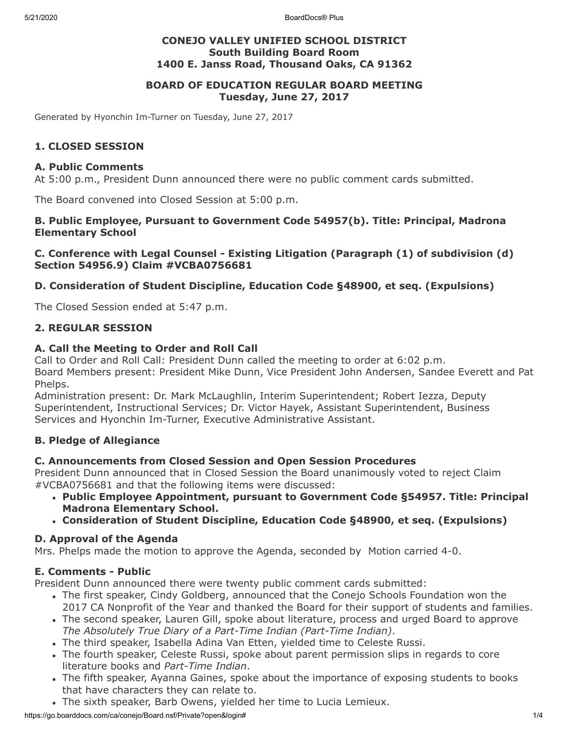**CONEJO VALLEY UNIFIED SCHOOL DISTRICT**
**South Building Board Room**
**1400 E. Janss Road, Thousand Oaks, CA 91362**

**BOARD OF EDUCATION REGULAR BOARD MEETING**
**Tuesday, June 27, 2017**

Generated by Hyonchin Im-Turner on Tuesday, June 27, 2017

## 1. CLOSED SESSION

### A. Public Comments

At 5:00 p.m., President Dunn announced there were no public comment cards submitted.

The Board convened into Closed Session at 5:00 p.m.

### B. Public Employee, Pursuant to Government Code 54957(b). Title: Principal, Madrona Elementary School

### C. Conference with Legal Counsel - Existing Litigation (Paragraph (1) of subdivision (d) Section 54956.9) Claim #VCBA0756681

### D. Consideration of Student Discipline, Education Code §48900, et seq. (Expulsions)

The Closed Session ended at 5:47 p.m.

## 2. REGULAR SESSION

### A. Call the Meeting to Order and Roll Call

Call to Order and Roll Call: President Dunn called the meeting to order at 6:02 p.m.
Board Members present: President Mike Dunn, Vice President John Andersen, Sandee Everett and Pat Phelps.
Administration present: Dr. Mark McLaughlin, Interim Superintendent; Robert Iezza, Deputy Superintendent, Instructional Services; Dr. Victor Hayek, Assistant Superintendent, Business Services and Hyonchin Im-Turner, Executive Administrative Assistant.

### B. Pledge of Allegiance

### C. Announcements from Closed Session and Open Session Procedures

President Dunn announced that in Closed Session the Board unanimously voted to reject Claim #VCBA0756681 and that the following items were discussed:

- **Public Employee Appointment, pursuant to Government Code §54957. Title: Principal Madrona Elementary School.**
- **Consideration of Student Discipline, Education Code §48900, et seq. (Expulsions)**

### D. Approval of the Agenda

Mrs. Phelps made the motion to approve the Agenda, seconded by  Motion carried 4-0.

### E. Comments - Public

President Dunn announced there were twenty public comment cards submitted:

- The first speaker, Cindy Goldberg, announced that the Conejo Schools Foundation won the 2017 CA Nonprofit of the Year and thanked the Board for their support of students and families.
- The second speaker, Lauren Gill, spoke about literature, process and urged Board to approve *The Absolutely True Diary of a Part-Time Indian (Part-Time Indian)*.
- The third speaker, Isabella Adina Van Etten, yielded time to Celeste Russi.
- The fourth speaker, Celeste Russi, spoke about parent permission slips in regards to core literature books and *Part-Time Indian*.
- The fifth speaker, Ayanna Gaines, spoke about the importance of exposing students to books that have characters they can relate to.
- The sixth speaker, Barb Owens, yielded her time to Lucia Lemieux.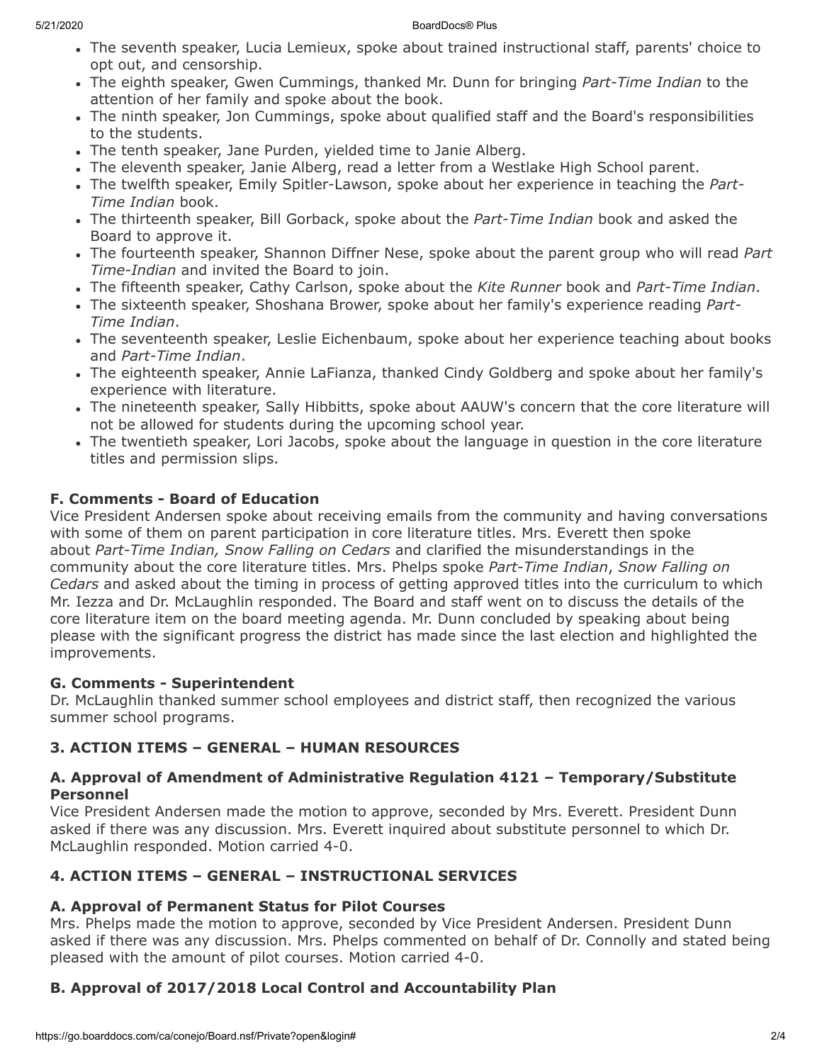- The seventh speaker, Lucia Lemieux, spoke about trained instructional staff, parents' choice to opt out, and censorship.
- The eighth speaker, Gwen Cummings, thanked Mr. Dunn for bringing *Part-Time Indian* to the attention of her family and spoke about the book.
- The ninth speaker, Jon Cummings, spoke about qualified staff and the Board's responsibilities to the students.
- The tenth speaker, Jane Purden, yielded time to Janie Alberg.
- The eleventh speaker, Janie Alberg, read a letter from a Westlake High School parent.
- The twelfth speaker, Emily Spitler-Lawson, spoke about her experience in teaching the *Part-Time Indian* book.
- The thirteenth speaker, Bill Gorback, spoke about the *Part-Time Indian* book and asked the Board to approve it.
- The fourteenth speaker, Shannon Diffner Nese, spoke about the parent group who will read *Part Time-Indian* and invited the Board to join.
- The fifteenth speaker, Cathy Carlson, spoke about the *Kite Runner* book and *Part-Time Indian*.
- The sixteenth speaker, Shoshana Brower, spoke about her family's experience reading *Part-Time Indian*.
- The seventeenth speaker, Leslie Eichenbaum, spoke about her experience teaching about books and *Part-Time Indian*.
- The eighteenth speaker, Annie LaFianza, thanked Cindy Goldberg and spoke about her family's experience with literature.
- The nineteenth speaker, Sally Hibbitts, spoke about AAUW's concern that the core literature will not be allowed for students during the upcoming school year.
- The twentieth speaker, Lori Jacobs, spoke about the language in question in the core literature titles and permission slips.

**F. Comments - Board of Education**

Vice President Andersen spoke about receiving emails from the community and having conversations with some of them on parent participation in core literature titles. Mrs. Everett then spoke about *Part-Time Indian, Snow Falling on Cedars* and clarified the misunderstandings in the community about the core literature titles. Mrs. Phelps spoke *Part-Time Indian*, *Snow Falling on Cedars* and asked about the timing in process of getting approved titles into the curriculum to which Mr. Iezza and Dr. McLaughlin responded. The Board and staff went on to discuss the details of the core literature item on the board meeting agenda. Mr. Dunn concluded by speaking about being please with the significant progress the district has made since the last election and highlighted the improvements.

**G. Comments - Superintendent**

Dr. McLaughlin thanked summer school employees and district staff, then recognized the various summer school programs.

**3. ACTION ITEMS – GENERAL – HUMAN RESOURCES**

**A. Approval of Amendment of Administrative Regulation 4121 – Temporary/Substitute Personnel**

Vice President Andersen made the motion to approve, seconded by Mrs. Everett. President Dunn asked if there was any discussion. Mrs. Everett inquired about substitute personnel to which Dr. McLaughlin responded. Motion carried 4-0.

**4. ACTION ITEMS – GENERAL – INSTRUCTIONAL SERVICES**

**A. Approval of Permanent Status for Pilot Courses**

Mrs. Phelps made the motion to approve, seconded by Vice President Andersen. President Dunn asked if there was any discussion. Mrs. Phelps commented on behalf of Dr. Connolly and stated being pleased with the amount of pilot courses. Motion carried 4-0.

**B. Approval of 2017/2018 Local Control and Accountability Plan**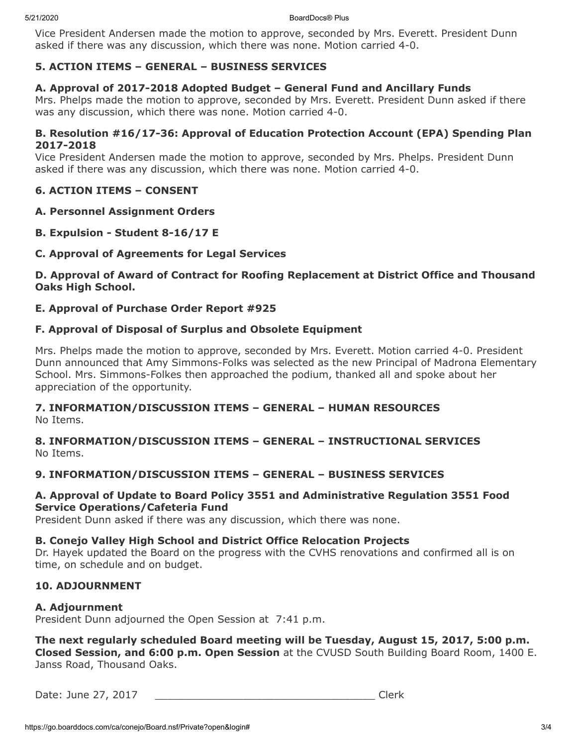Vice President Andersen made the motion to approve, seconded by Mrs. Everett. President Dunn asked if there was any discussion, which there was none. Motion carried 4-0.

## 5. ACTION ITEMS – GENERAL – BUSINESS SERVICES

### A. Approval of 2017-2018 Adopted Budget – General Fund and Ancillary Funds

Mrs. Phelps made the motion to approve, seconded by Mrs. Everett. President Dunn asked if there was any discussion, which there was none. Motion carried 4-0.

### B. Resolution #16/17-36: Approval of Education Protection Account (EPA) Spending Plan 2017-2018

Vice President Andersen made the motion to approve, seconded by Mrs. Phelps. President Dunn asked if there was any discussion, which there was none. Motion carried 4-0.

## 6. ACTION ITEMS – CONSENT

### A. Personnel Assignment Orders

### B. Expulsion - Student 8-16/17 E

### C. Approval of Agreements for Legal Services

### D. Approval of Award of Contract for Roofing Replacement at District Office and Thousand Oaks High School.

### E. Approval of Purchase Order Report #925

### F. Approval of Disposal of Surplus and Obsolete Equipment

Mrs. Phelps made the motion to approve, seconded by Mrs. Everett. Motion carried 4-0. President Dunn announced that Amy Simmons-Folks was selected as the new Principal of Madrona Elementary School. Mrs. Simmons-Folkes then approached the podium, thanked all and spoke about her appreciation of the opportunity.

## 7. INFORMATION/DISCUSSION ITEMS – GENERAL – HUMAN RESOURCES

No Items.

## 8. INFORMATION/DISCUSSION ITEMS – GENERAL – INSTRUCTIONAL SERVICES

No Items.

## 9. INFORMATION/DISCUSSION ITEMS – GENERAL – BUSINESS SERVICES

### A. Approval of Update to Board Policy 3551 and Administrative Regulation 3551 Food Service Operations/Cafeteria Fund

President Dunn asked if there was any discussion, which there was none.

### B. Conejo Valley High School and District Office Relocation Projects

Dr. Hayek updated the Board on the progress with the CVHS renovations and confirmed all is on time, on schedule and on budget.

## 10. ADJOURNMENT

### A. Adjournment

President Dunn adjourned the Open Session at 7:41 p.m.

**The next regularly scheduled Board meeting will be Tuesday, August 15, 2017, 5:00 p.m. Closed Session, and 6:00 p.m. Open Session** at the CVUSD South Building Board Room, 1400 E. Janss Road, Thousand Oaks.

Date: June 27, 2017 ___________________________________ Clerk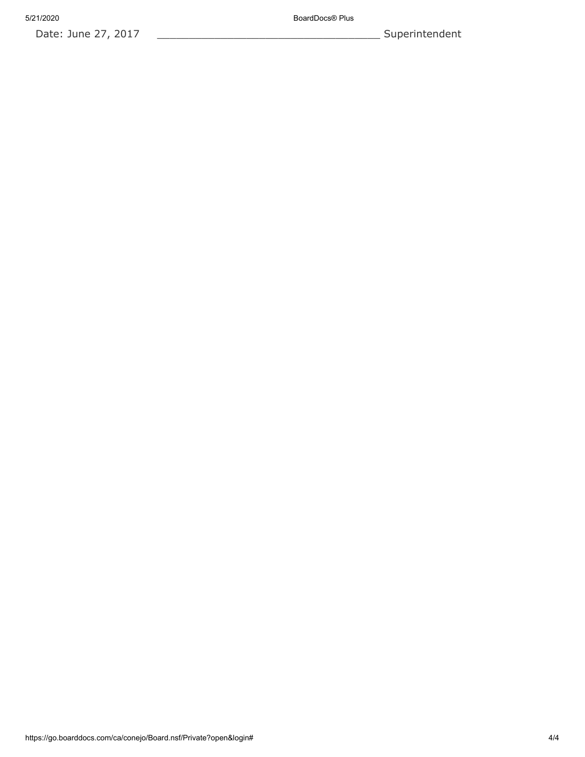Date: June 27, 2017 ___________________________________ Superintendent